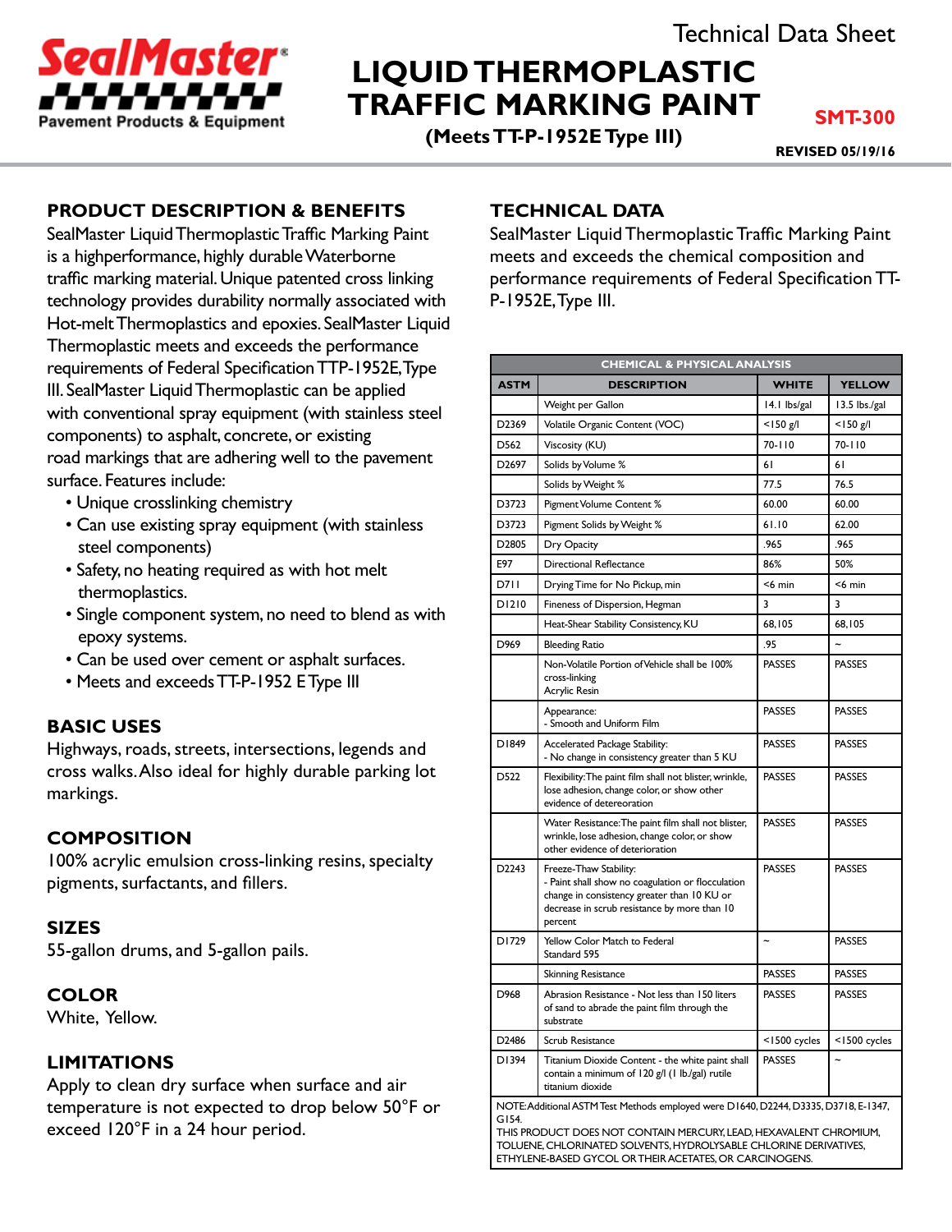SealMaster®

Pavement Products & Equipment

Technical Data Sheet

# LIQUID THERMOPLASTIC TRAFFIC MARKING PAINT

**(Meets TT-P-1952E Type III)**

**SMT-300**

**REVISED 05/19/16**

## PRODUCT DESCRIPTION & BENEFITS

SealMaster Liquid Thermoplastic Traffic Marking Paint is a highperformance, highly durable Waterborne traffic marking material. Unique patented cross linking technology provides durability normally associated with Hot-melt Thermoplastics and epoxies. SealMaster Liquid Thermoplastic meets and exceeds the performance requirements of Federal Specification TTP-1952E, Type III. SealMaster Liquid Thermoplastic can be applied with conventional spray equipment (with stainless steel components) to asphalt, concrete, or existing road markings that are adhering well to the pavement surface. Features include:

- Unique crosslinking chemistry
- Can use existing spray equipment (with stainless steel components)
- Safety, no heating required as with hot melt thermoplastics.
- Single component system, no need to blend as with epoxy systems.
- Can be used over cement or asphalt surfaces.
- Meets and exceeds TT-P-1952 E Type III

## BASIC USES

Highways, roads, streets, intersections, legends and cross walks. Also ideal for highly durable parking lot markings.

## COMPOSITION

100% acrylic emulsion cross-linking resins, specialty pigments, surfactants, and fillers.

## SIZES

55-gallon drums, and 5-gallon pails.

## COLOR

White, Yellow.

## LIMITATIONS

Apply to clean dry surface when surface and air temperature is not expected to drop below 50°F or exceed 120°F in a 24 hour period.

## TECHNICAL DATA

SealMaster Liquid Thermoplastic Traffic Marking Paint meets and exceeds the chemical composition and performance requirements of Federal Specification TT-P-1952E, Type III.

| CHEMICAL & PHYSICAL ANALYSIS | | | |
|---|---|---|---|
| **ASTM** | **DESCRIPTION** | **WHITE** | **YELLOW** |
| | Weight per Gallon | 14.1 lbs/gal | 13.5 lbs./gal |
| D2369 | Volatile Organic Content (VOC) | <150 g/l | <150 g/l |
| D562 | Viscosity (KU) | 70-110 | 70-110 |
| D2697 | Solids by Volume % | 61 | 61 |
| | Solids by Weight % | 77.5 | 76.5 |
| D3723 | Pigment Volume Content % | 60.00 | 60.00 |
| D3723 | Pigment Solids by Weight % | 61.10 | 62.00 |
| D2805 | Dry Opacity | .965 | .965 |
| E97 | Directional Reflectance | 86% | 50% |
| D711 | Drying Time for No Pickup, min | <6 min | <6 min |
| D1210 | Fineness of Dispersion, Hegman | 3 | 3 |
| | Heat-Shear Stability Consistency, KU | 68,105 | 68,105 |
| D969 | Bleeding Ratio | .95 | ~ |
| | Non-Volatile Portion of Vehicle shall be 100% cross-linking Acrylic Resin | PASSES | PASSES |
| | Appearance: - Smooth and Uniform Film | PASSES | PASSES |
| D1849 | Accelerated Package Stability: - No change in consistency greater than 5 KU | PASSES | PASSES |
| D522 | Flexibility: The paint film shall not blister, wrinkle, lose adhesion, change color, or show other evidence of detereoration | PASSES | PASSES |
| | Water Resistance: The paint film shall not blister, wrinkle, lose adhesion, change color, or show other evidence of deterioration | PASSES | PASSES |
| D2243 | Freeze-Thaw Stability: - Paint shall show no coagulation or flocculation change in consistency greater than 10 KU or decrease in scrub resistance by more than 10 percent | PASSES | PASSES |
| D1729 | Yellow Color Match to Federal Standard 595 | ~ | PASSES |
| | Skinning Resistance | PASSES | PASSES |
| D968 | Abrasion Resistance - Not less than 150 liters of sand to abrade the paint film through the substrate | PASSES | PASSES |
| D2486 | Scrub Resistance | <1500 cycles | <1500 cycles |
| D1394 | Titanium Dioxide Content - the white paint shall contain a minimum of 120 g/l (1 lb./gal) rutile titanium dioxide | PASSES | ~ |

NOTE: Additional ASTM Test Methods employed were D1640, D2244, D3335, D3718, E-1347, G154.
THIS PRODUCT DOES NOT CONTAIN MERCURY, LEAD, HEXAVALENT CHROMIUM, TOLUENE, CHLORINATED SOLVENTS, HYDROLYSABLE CHLORINE DERIVATIVES, ETHYLENE-BASED GYCOL OR THEIR ACETATES, OR CARCINOGENS.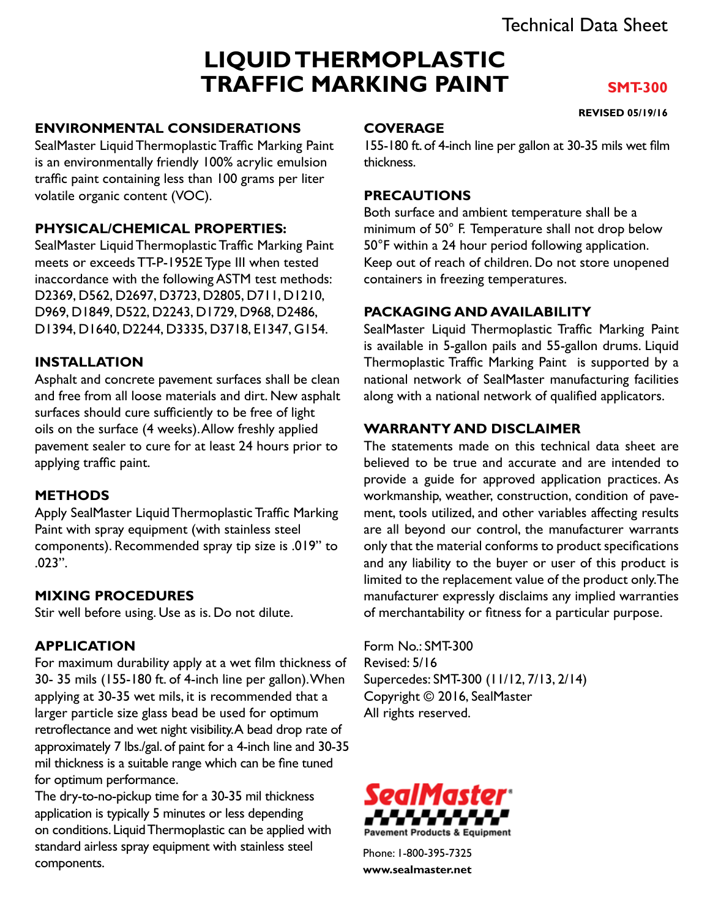Technical Data Sheet

# LIQUID THERMOPLASTIC TRAFFIC MARKING PAINT

**SMT-300**

**REVISED 05/19/16**

## ENVIRONMENTAL CONSIDERATIONS

SealMaster Liquid Thermoplastic Traffic Marking Paint is an environmentally friendly 100% acrylic emulsion traffic paint containing less than 100 grams per liter volatile organic content (VOC).

## PHYSICAL/CHEMICAL PROPERTIES:

SealMaster Liquid Thermoplastic Traffic Marking Paint meets or exceeds TT-P-1952E Type III when tested inaccordance with the following ASTM test methods: D2369, D562, D2697, D3723, D2805, D711, D1210, D969, D1849, D522, D2243, D1729, D968, D2486, D1394, D1640, D2244, D3335, D3718, E1347, G154.

## INSTALLATION

Asphalt and concrete pavement surfaces shall be clean and free from all loose materials and dirt. New asphalt surfaces should cure sufficiently to be free of light oils on the surface (4 weeks). Allow freshly applied pavement sealer to cure for at least 24 hours prior to applying traffic paint.

## METHODS

Apply SealMaster Liquid Thermoplastic Traffic Marking Paint with spray equipment (with stainless steel components). Recommended spray tip size is .019" to .023".

## MIXING PROCEDURES

Stir well before using. Use as is. Do not dilute.

## APPLICATION

For maximum durability apply at a wet film thickness of 30- 35 mils (155-180 ft. of 4-inch line per gallon). When applying at 30-35 wet mils, it is recommended that a larger particle size glass bead be used for optimum retroflectance and wet night visibility. A bead drop rate of approximately 7 lbs./gal. of paint for a 4-inch line and 30-35 mil thickness is a suitable range which can be fine tuned for optimum performance.

The dry-to-no-pickup time for a 30-35 mil thickness application is typically 5 minutes or less depending on conditions. Liquid Thermoplastic can be applied with standard airless spray equipment with stainless steel components.

## COVERAGE

155-180 ft. of 4-inch line per gallon at 30-35 mils wet film thickness.

## PRECAUTIONS

Both surface and ambient temperature shall be a minimum of 50° F. Temperature shall not drop below 50°F within a 24 hour period following application. Keep out of reach of children. Do not store unopened containers in freezing temperatures.

## PACKAGING AND AVAILABILITY

SealMaster Liquid Thermoplastic Traffic Marking Paint is available in 5-gallon pails and 55-gallon drums. Liquid Thermoplastic Traffic Marking Paint is supported by a national network of SealMaster manufacturing facilities along with a national network of qualified applicators.

## WARRANTY AND DISCLAIMER

The statements made on this technical data sheet are believed to be true and accurate and are intended to provide a guide for approved application practices. As workmanship, weather, construction, condition of pavement, tools utilized, and other variables affecting results are all beyond our control, the manufacturer warrants only that the material conforms to product specifications and any liability to the buyer or user of this product is limited to the replacement value of the product only. The manufacturer expressly disclaims any implied warranties of merchantability or fitness for a particular purpose.

Form No.: SMT-300
Revised: 5/16
Supercedes: SMT-300 (11/12, 7/13, 2/14)
Copyright © 2016, SealMaster
All rights reserved.

SealMaster®
Pavement Products & Equipment

Phone: 1-800-395-7325
**www.sealmaster.net**